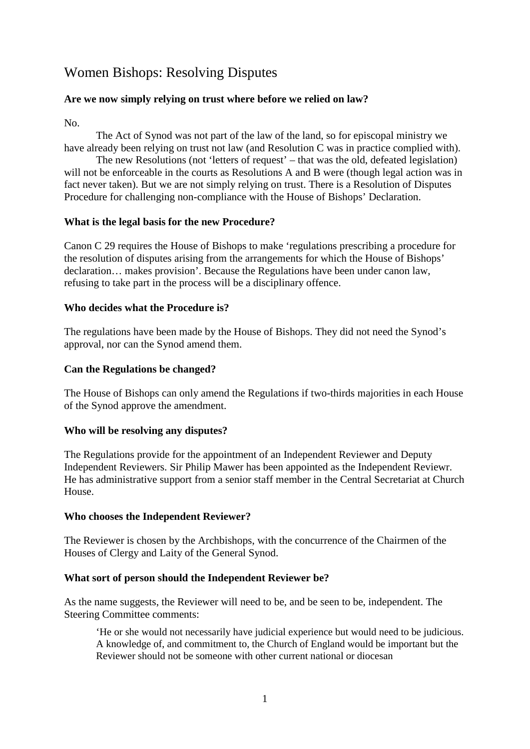# Women Bishops: Resolving Disputes

**Are we now simply relying on trust where before we relied on law?**

No.

The Act of Synod was not part of the law of the land, so for episcopal ministry we have already been relying on trust not law (and Resolution C was in practice complied with).

The new Resolutions (not 'letters of request' – that was the old, defeated legislation) will not be enforceable in the courts as Resolutions A and B were (though legal action was in fact never taken). But we are not simply relying on trust. There is a Resolution of Disputes Procedure for challenging non-compliance with the House of Bishops' Declaration.

**What is the legal basis for the new Procedure?**

Canon C 29 requires the House of Bishops to make 'regulations prescribing a procedure for the resolution of disputes arising from the arrangements for which the House of Bishops' declaration… makes provision'. Because the Regulations have been under canon law, refusing to take part in the process will be a disciplinary offence.

**Who decides what the Procedure is?**

The regulations have been made by the House of Bishops. They did not need the Synod's approval, nor can the Synod amend them.

**Can the Regulations be changed?**

The House of Bishops can only amend the Regulations if two-thirds majorities in each House of the Synod approve the amendment.

**Who will be resolving any disputes?**

The Regulations provide for the appointment of an Independent Reviewer and Deputy Independent Reviewers. Sir Philip Mawer has been appointed as the Independent Reviewr. He has administrative support from a senior staff member in the Central Secretariat at Church House.

**Who chooses the Independent Reviewer?**

The Reviewer is chosen by the Archbishops, with the concurrence of the Chairmen of the Houses of Clergy and Laity of the General Synod.

**What sort of person should the Independent Reviewer be?**

As the name suggests, the Reviewer will need to be, and be seen to be, independent. The Steering Committee comments:

> 'He or she would not necessarily have judicial experience but would need to be judicious. A knowledge of, and commitment to, the Church of England would be important but the Reviewer should not be someone with other current national or diocesan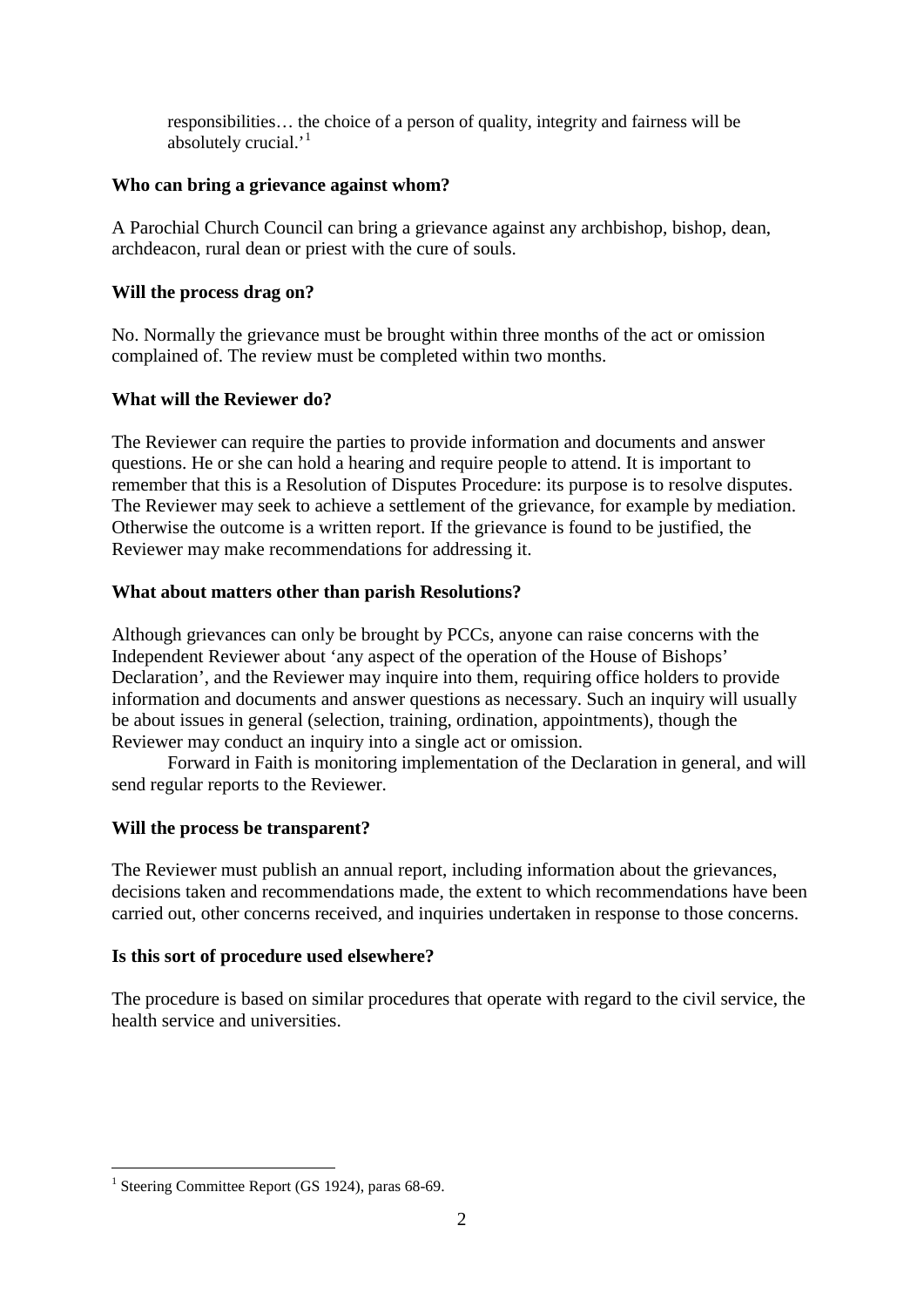> responsibilities… the choice of a person of quality, integrity and fairness will be absolutely crucial.'[1]

**Who can bring a grievance against whom?**

A Parochial Church Council can bring a grievance against any archbishop, bishop, dean, archdeacon, rural dean or priest with the cure of souls.

**Will the process drag on?**

No. Normally the grievance must be brought within three months of the act or omission complained of. The review must be completed within two months.

**What will the Reviewer do?**

The Reviewer can require the parties to provide information and documents and answer questions. He or she can hold a hearing and require people to attend. It is important to remember that this is a Resolution of Disputes Procedure: its purpose is to resolve disputes. The Reviewer may seek to achieve a settlement of the grievance, for example by mediation. Otherwise the outcome is a written report. If the grievance is found to be justified, the Reviewer may make recommendations for addressing it.

**What about matters other than parish Resolutions?**

Although grievances can only be brought by PCCs, anyone can raise concerns with the Independent Reviewer about 'any aspect of the operation of the House of Bishops' Declaration', and the Reviewer may inquire into them, requiring office holders to provide information and documents and answer questions as necessary. Such an inquiry will usually be about issues in general (selection, training, ordination, appointments), though the Reviewer may conduct an inquiry into a single act or omission.

Forward in Faith is monitoring implementation of the Declaration in general, and will send regular reports to the Reviewer.

**Will the process be transparent?**

The Reviewer must publish an annual report, including information about the grievances, decisions taken and recommendations made, the extent to which recommendations have been carried out, other concerns received, and inquiries undertaken in response to those concerns.

**Is this sort of procedure used elsewhere?**

The procedure is based on similar procedures that operate with regard to the civil service, the health service and universities.

---

[1] Steering Committee Report (GS 1924), paras 68-69.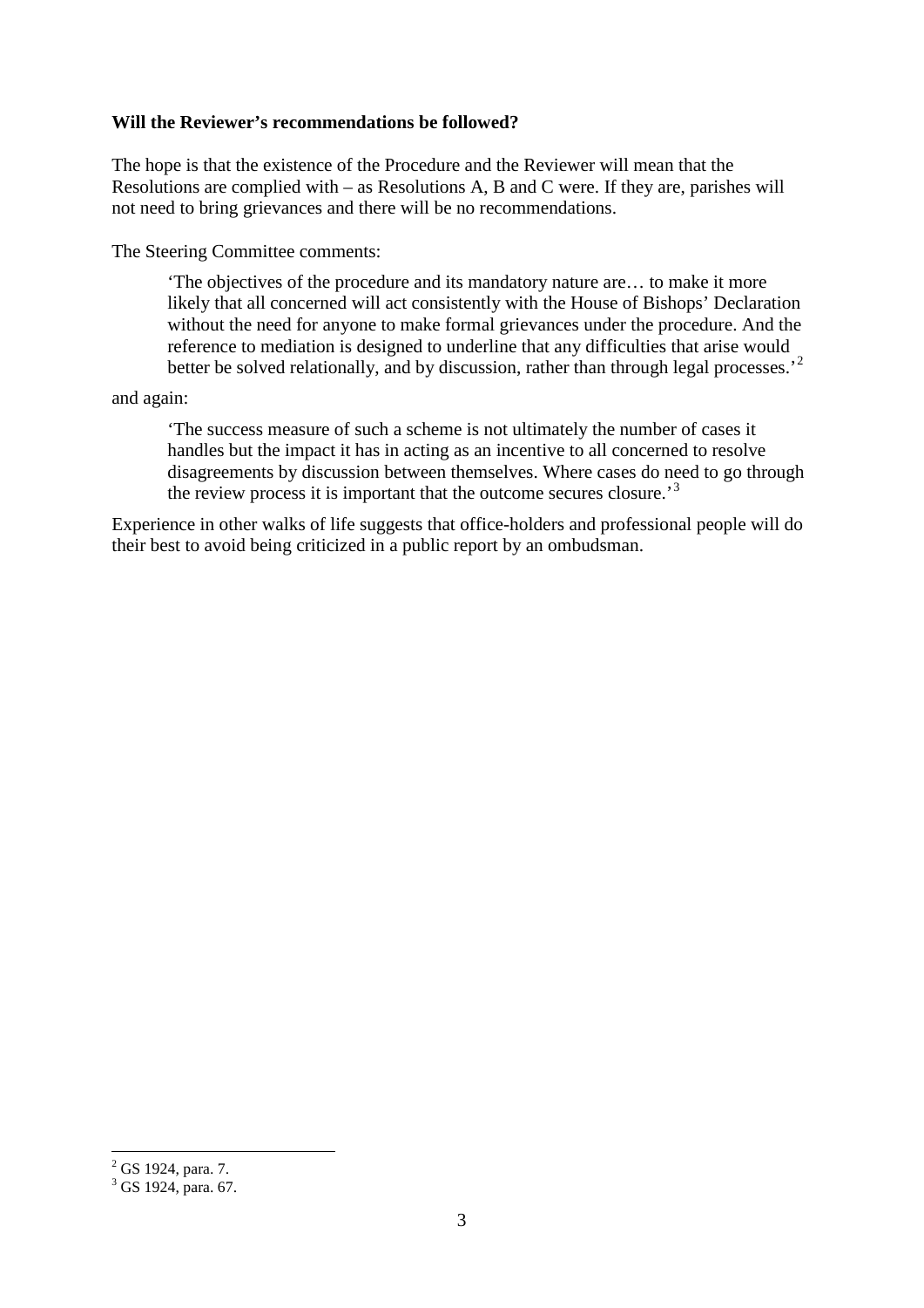**Will the Reviewer's recommendations be followed?**

The hope is that the existence of the Procedure and the Reviewer will mean that the Resolutions are complied with – as Resolutions A, B and C were. If they are, parishes will not need to bring grievances and there will be no recommendations.

The Steering Committee comments:

> 'The objectives of the procedure and its mandatory nature are… to make it more likely that all concerned will act consistently with the House of Bishops' Declaration without the need for anyone to make formal grievances under the procedure. And the reference to mediation is designed to underline that any difficulties that arise would better be solved relationally, and by discussion, rather than through legal processes.'[2]

and again:

> 'The success measure of such a scheme is not ultimately the number of cases it handles but the impact it has in acting as an incentive to all concerned to resolve disagreements by discussion between themselves. Where cases do need to go through the review process it is important that the outcome secures closure.'[3]

Experience in other walks of life suggests that office-holders and professional people will do their best to avoid being criticized in a public report by an ombudsman.

---

[2] GS 1924, para. 7.

[3] GS 1924, para. 67.